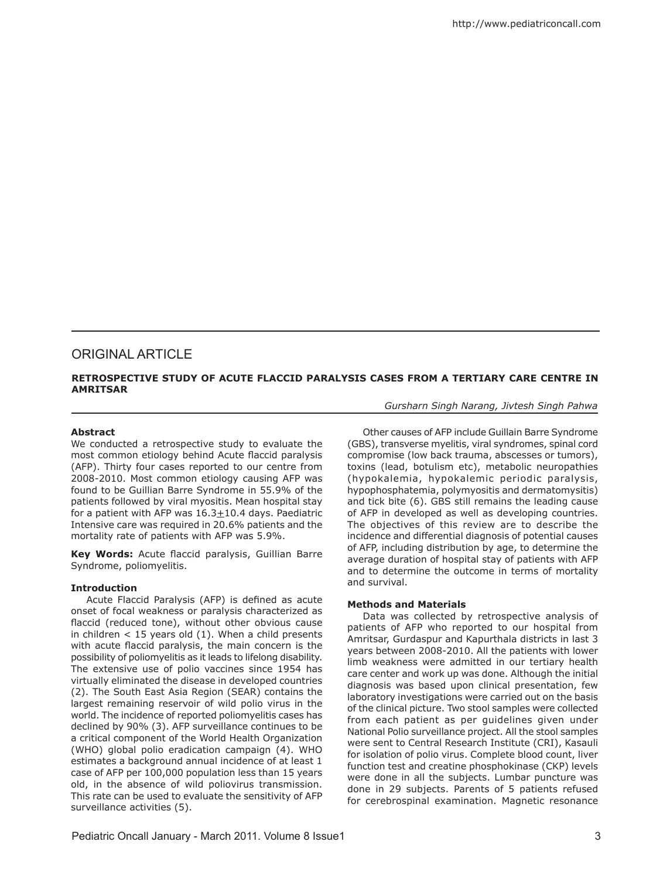## ORIGINAL ARTICLE

### RETROSPECTIVE STUDY OF ACUTE FLACCID PARALYSIS CASES FROM A TERTIARY CARE CENTRE IN AMRITSAR

*Gursharn Singh Narang, Jivtesh Singh Pahwa*

**Abstract**

We conducted a retrospective study to evaluate the most common etiology behind Acute flaccid paralysis (AFP). Thirty four cases reported to our centre from 2008-2010. Most common etiology causing AFP was found to be Guillian Barre Syndrome in 55.9% of the patients followed by viral myositis. Mean hospital stay for a patient with AFP was $16.3 \pm 10.4$ days. Paediatric Intensive care was required in 20.6% patients and the mortality rate of patients with AFP was 5.9%.

**Key Words:** Acute flaccid paralysis, Guillian Barre Syndrome, poliomyelitis.

**Introduction**

Acute Flaccid Paralysis (AFP) is defined as acute onset of focal weakness or paralysis characterized as flaccid (reduced tone), without other obvious cause in children < 15 years old (1). When a child presents with acute flaccid paralysis, the main concern is the possibility of poliomyelitis as it leads to lifelong disability. The extensive use of polio vaccines since 1954 has virtually eliminated the disease in developed countries (2). The South East Asia Region (SEAR) contains the largest remaining reservoir of wild polio virus in the world. The incidence of reported poliomyelitis cases has declined by 90% (3). AFP surveillance continues to be a critical component of the World Health Organization (WHO) global polio eradication campaign (4). WHO estimates a background annual incidence of at least 1 case of AFP per 100,000 population less than 15 years old, in the absence of wild poliovirus transmission. This rate can be used to evaluate the sensitivity of AFP surveillance activities (5).

Other causes of AFP include Guillain Barre Syndrome (GBS), transverse myelitis, viral syndromes, spinal cord compromise (low back trauma, abscesses or tumors), toxins (lead, botulism etc), metabolic neuropathies (hypokalemia, hypokalemic periodic paralysis, hypophosphatemia, polymyositis and dermatomysitis) and tick bite (6). GBS still remains the leading cause of AFP in developed as well as developing countries. The objectives of this review are to describe the incidence and differential diagnosis of potential causes of AFP, including distribution by age, to determine the average duration of hospital stay of patients with AFP and to determine the outcome in terms of mortality and survival.

**Methods and Materials**

Data was collected by retrospective analysis of patients of AFP who reported to our hospital from Amritsar, Gurdaspur and Kapurthala districts in last 3 years between 2008-2010. All the patients with lower limb weakness were admitted in our tertiary health care center and work up was done. Although the initial diagnosis was based upon clinical presentation, few laboratory investigations were carried out on the basis of the clinical picture. Two stool samples were collected from each patient as per guidelines given under National Polio surveillance project. All the stool samples were sent to Central Research Institute (CRI), Kasauli for isolation of polio virus. Complete blood count, liver function test and creatine phosphokinase (CKP) levels were done in all the subjects. Lumbar puncture was done in 29 subjects. Parents of 5 patients refused for cerebrospinal examination. Magnetic resonance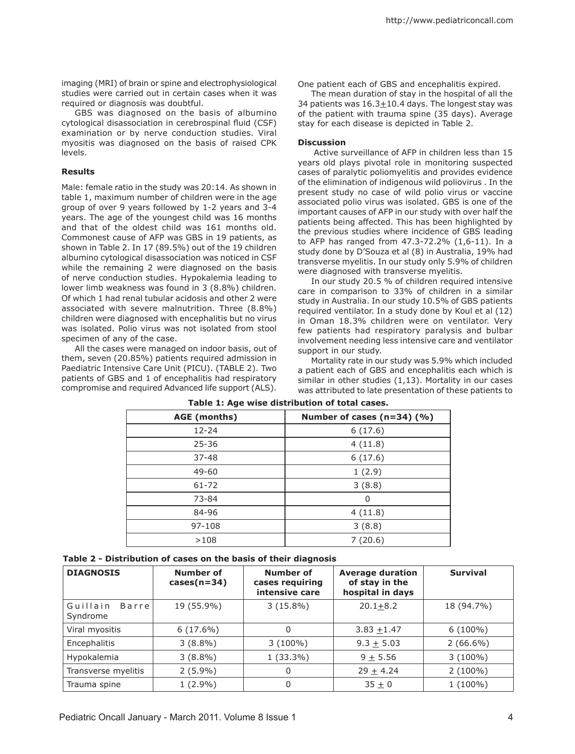imaging (MRI) of brain or spine and electrophysiological studies were carried out in certain cases when it was required or diagnosis was doubtful.

GBS was diagnosed on the basis of albumino cytological disassociation in cerebrospinal fluid (CSF) examination or by nerve conduction studies. Viral myositis was diagnosed on the basis of raised CPK levels.

**Results**

Male: female ratio in the study was 20:14. As shown in table 1, maximum number of children were in the age group of over 9 years followed by 1-2 years and 3-4 years. The age of the youngest child was 16 months and that of the oldest child was 161 months old. Commonest cause of AFP was GBS in 19 patients, as shown in Table 2. In 17 (89.5%) out of the 19 children albumino cytological disassociation was noticed in CSF while the remaining 2 were diagnosed on the basis of nerve conduction studies. Hypokalemia leading to lower limb weakness was found in 3 (8.8%) children. Of which 1 had renal tubular acidosis and other 2 were associated with severe malnutrition. Three (8.8%) children were diagnosed with encephalitis but no virus was isolated. Polio virus was not isolated from stool specimen of any of the case.

All the cases were managed on indoor basis, out of them, seven (20.85%) patients required admission in Paediatric Intensive Care Unit (PICU). (TABLE 2). Two patients of GBS and 1 of encephalitis had respiratory compromise and required Advanced life support (ALS). One patient each of GBS and encephalitis expired.

The mean duration of stay in the hospital of all the 34 patients was 16.3±10.4 days. The longest stay was of the patient with trauma spine (35 days). Average stay for each disease is depicted in Table 2.

**Discussion**

Active surveillance of AFP in children less than 15 years old plays pivotal role in monitoring suspected cases of paralytic poliomyelitis and provides evidence of the elimination of indigenous wild poliovirus . In the present study no case of wild polio virus or vaccine associated polio virus was isolated. GBS is one of the important causes of AFP in our study with over half the patients being affected. This has been highlighted by the previous studies where incidence of GBS leading to AFP has ranged from 47.3-72.2% (1,6-11). In a study done by D'Souza et al (8) in Australia, 19% had transverse myelitis. In our study only 5.9% of children were diagnosed with transverse myelitis.

In our study 20.5 % of children required intensive care in comparison to 33% of children in a similar study in Australia. In our study 10.5% of GBS patients required ventilator. In a study done by Koul et al (12) in Oman 18.3% children were on ventilator. Very few patients had respiratory paralysis and bulbar involvement needing less intensive care and ventilator support in our study.

Mortality rate in our study was 5.9% which included a patient each of GBS and encephalitis each which is similar in other studies (1,13). Mortality in our cases was attributed to late presentation of these patients to

**Table 1: Age wise distribution of total cases.**

| AGE (months) | Number of cases (n=34) (%) |
|---|---|
| 12-24 | 6 (17.6) |
| 25-36 | 4 (11.8) |
| 37-48 | 6 (17.6) |
| 49-60 | 1 (2.9) |
| 61-72 | 3 (8.8) |
| 73-84 | 0 |
| 84-96 | 4 (11.8) |
| 97-108 | 3 (8.8) |
| >108 | 7 (20.6) |

**Table 2 - Distribution of cases on the basis of their diagnosis**

| DIAGNOSIS | Number of cases(n=34) | Number of cases requiring intensive care | Average duration of stay in the hospital in days | Survival |
|---|---|---|---|---|
| Guillain Barre Syndrome | 19 (55.9%) | 3 (15.8%) | 20.1±8.2 | 18 (94.7%) |
| Viral myositis | 6 (17.6%) | 0 | 3.83 ±1.47 | 6 (100%) |
| Encephalitis | 3 (8.8%) | 3 (100%) | 9.3 ± 5.03 | 2 (66.6%) |
| Hypokalemia | 3 (8.8%) | 1 (33.3%) | 9 ± 5.56 | 3 (100%) |
| Transverse myelitis | 2 (5.9%) | 0 | 29 ± 4.24 | 2 (100%) |
| Trauma spine | 1 (2.9%) | 0 | 35 ± 0 | 1 (100%) |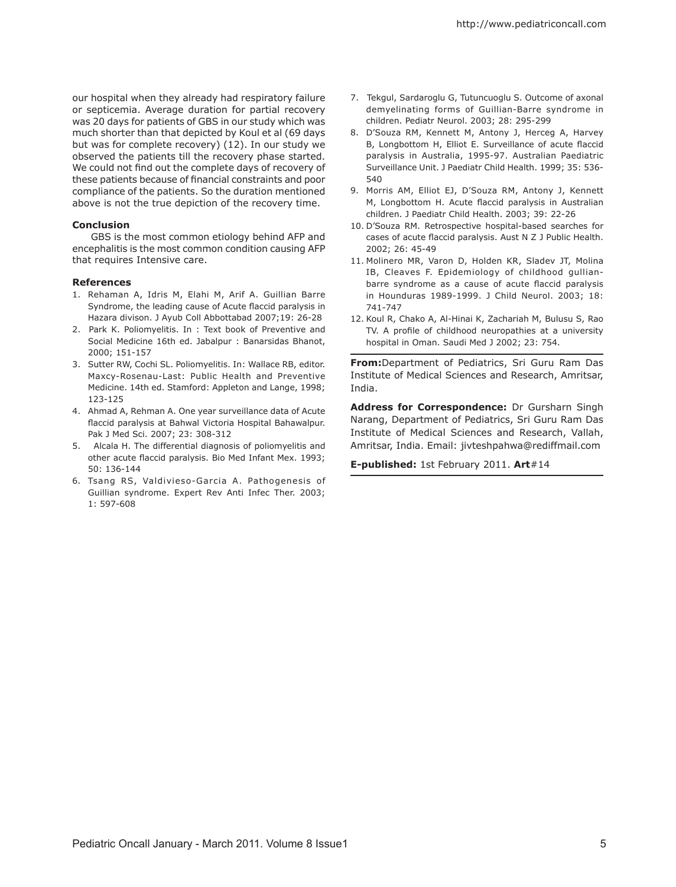our hospital when they already had respiratory failure or septicemia. Average duration for partial recovery was 20 days for patients of GBS in our study which was much shorter than that depicted by Koul et al (69 days but was for complete recovery) (12). In our study we observed the patients till the recovery phase started. We could not find out the complete days of recovery of these patients because of financial constraints and poor compliance of the patients. So the duration mentioned above is not the true depiction of the recovery time.

### Conclusion

GBS is the most common etiology behind AFP and encephalitis is the most common condition causing AFP that requires Intensive care.

### References

1. Rehaman A, Idris M, Elahi M, Arif A. Guillian Barre Syndrome, the leading cause of Acute flaccid paralysis in Hazara divison. J Ayub Coll Abbottabad 2007;19: 26-28
2. Park K. Poliomyelitis. In : Text book of Preventive and Social Medicine 16th ed. Jabalpur : Banarsidas Bhanot, 2000; 151-157
3. Sutter RW, Cochi SL. Poliomyelitis. In: Wallace RB, editor. Maxcy-Rosenau-Last: Public Health and Preventive Medicine. 14th ed. Stamford: Appleton and Lange, 1998; 123-125
4. Ahmad A, Rehman A. One year surveillance data of Acute flaccid paralysis at Bahwal Victoria Hospital Bahawalpur. Pak J Med Sci. 2007; 23: 308-312
5. Alcala H. The differential diagnosis of poliomyelitis and other acute flaccid paralysis. Bio Med Infant Mex. 1993; 50: 136-144
6. Tsang RS, Valdivieso-Garcia A. Pathogenesis of Guillian syndrome. Expert Rev Anti Infec Ther. 2003; 1: 597-608
7. Tekgul, Sardaroglu G, Tutuncuoglu S. Outcome of axonal demyelinating forms of Guillian-Barre syndrome in children. Pediatr Neurol. 2003; 28: 295-299
8. D'Souza RM, Kennett M, Antony J, Herceg A, Harvey B, Longbottom H, Elliot E. Surveillance of acute flaccid paralysis in Australia, 1995-97. Australian Paediatric Surveillance Unit. J Paediatr Child Health. 1999; 35: 536-540
9. Morris AM, Elliot EJ, D'Souza RM, Antony J, Kennett M, Longbottom H. Acute flaccid paralysis in Australian children. J Paediatr Child Health. 2003; 39: 22-26
10. D'Souza RM. Retrospective hospital-based searches for cases of acute flaccid paralysis. Aust N Z J Public Health. 2002; 26: 45-49
11. Molinero MR, Varon D, Holden KR, Sladev JT, Molina IB, Cleaves F. Epidemiology of childhood gullian-barre syndrome as a cause of acute flaccid paralysis in Hounduras 1989-1999. J Child Neurol. 2003; 18: 741-747
12. Koul R, Chako A, Al-Hinai K, Zachariah M, Bulusu S, Rao TV. A profile of childhood neuropathies at a university hospital in Oman. Saudi Med J 2002; 23: 754.

**From:** Department of Pediatrics, Sri Guru Ram Das Institute of Medical Sciences and Research, Amritsar, India.

**Address for Correspondence:** Dr Gursharn Singh Narang, Department of Pediatrics, Sri Guru Ram Das Institute of Medical Sciences and Research, Vallah, Amritsar, India. Email: jivteshpahwa@rediffmail.com

**E-published:** 1st February 2011. **Art**#14